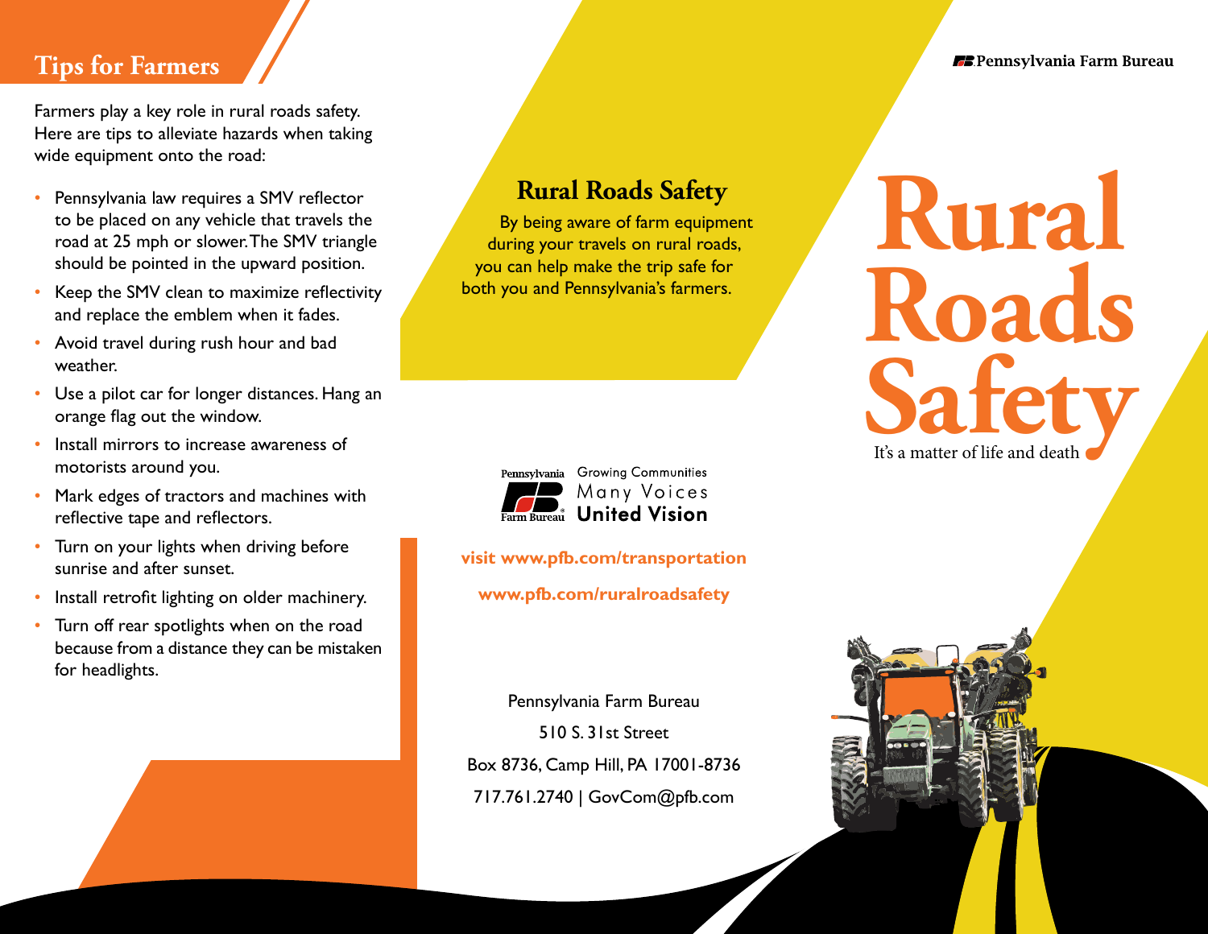## Tips for Farmers

Farmers play a key role in rural roads safety. Here are tips to alleviate hazards when taking wide equipment onto the road:

- Pennsylvania law requires a SMV reflector to be placed on any vehicle that travels the road at 25 mph or slower. The SMV triangle should be pointed in the upward position.
- Keep the SMV clean to maximize reflectivity and replace the emblem when it fades.
- Avoid travel during rush hour and bad weather.
- Use a pilot car for longer distances. Hang an orange flag out the window.
- Install mirrors to increase awareness of motorists around you.
- Mark edges of tractors and machines with reflective tape and reflectors.
- Turn on your lights when driving before sunrise and after sunset.
- Install retrofit lighting on older machinery.
- Turn off rear spotlights when on the road because from a distance they can be mistaken for headlights.

## Rural Roads Safety

By being aware of farm equipment during your travels on rural roads, you can help make the trip safe for both you and Pennsylvania's farmers.

Pennsylvania Farm Bureau — Growing Communities, Many Voices, United Vision

**visit www.pfb.com/transportation**

**www.pfb.com/ruralroadsafety**

Pennsylvania Farm Bureau
510 S. 31st Street
Box 8736, Camp Hill, PA 17001-8736
717.761.2740 | GovCom@pfb.com

Pennsylvania Farm Bureau

# Rural Roads Safety

It's a matter of life and death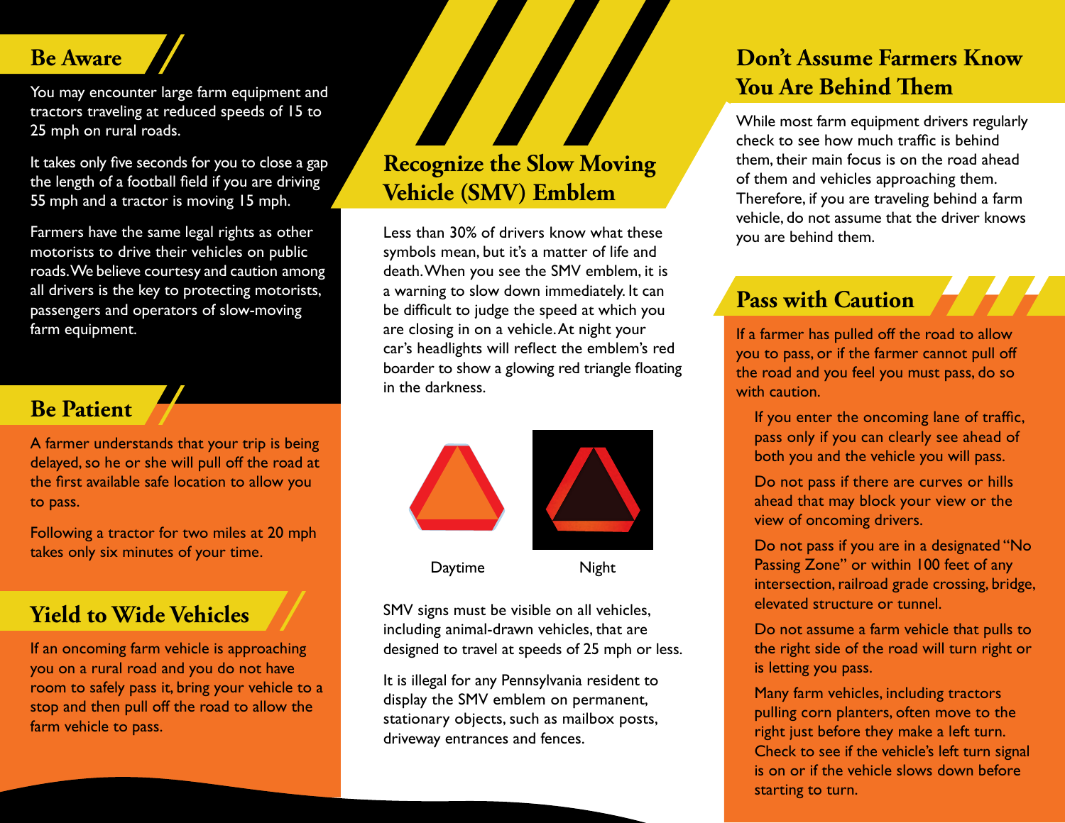## Be Aware

You may encounter large farm equipment and tractors traveling at reduced speeds of 15 to 25 mph on rural roads.

It takes only five seconds for you to close a gap the length of a football field if you are driving 55 mph and a tractor is moving 15 mph.

Farmers have the same legal rights as other motorists to drive their vehicles on public roads. We believe courtesy and caution among all drivers is the key to protecting motorists, passengers and operators of slow-moving farm equipment.

## Be Patient

A farmer understands that your trip is being delayed, so he or she will pull off the road at the first available safe location to allow you to pass.

Following a tractor for two miles at 20 mph takes only six minutes of your time.

## Yield to Wide Vehicles

If an oncoming farm vehicle is approaching you on a rural road and you do not have room to safely pass it, bring your vehicle to a stop and then pull off the road to allow the farm vehicle to pass.

## Recognize the Slow Moving Vehicle (SMV) Emblem

Less than 30% of drivers know what these symbols mean, but it's a matter of life and death. When you see the SMV emblem, it is a warning to slow down immediately. It can be difficult to judge the speed at which you are closing in on a vehicle. At night your car's headlights will reflect the emblem's red boarder to show a glowing red triangle floating in the darkness.

Daytime

Night

SMV signs must be visible on all vehicles, including animal-drawn vehicles, that are designed to travel at speeds of 25 mph or less.

It is illegal for any Pennsylvania resident to display the SMV emblem on permanent, stationary objects, such as mailbox posts, driveway entrances and fences.

## Don't Assume Farmers Know You Are Behind Them

While most farm equipment drivers regularly check to see how much traffic is behind them, their main focus is on the road ahead of them and vehicles approaching them. Therefore, if you are traveling behind a farm vehicle, do not assume that the driver knows you are behind them.

## Pass with Caution

If a farmer has pulled off the road to allow you to pass, or if the farmer cannot pull off the road and you feel you must pass, do so with caution.

If you enter the oncoming lane of traffic, pass only if you can clearly see ahead of both you and the vehicle you will pass.

Do not pass if there are curves or hills ahead that may block your view or the view of oncoming drivers.

Do not pass if you are in a designated "No Passing Zone" or within 100 feet of any intersection, railroad grade crossing, bridge, elevated structure or tunnel.

Do not assume a farm vehicle that pulls to the right side of the road will turn right or is letting you pass.

Many farm vehicles, including tractors pulling corn planters, often move to the right just before they make a left turn. Check to see if the vehicle's left turn signal is on or if the vehicle slows down before starting to turn.